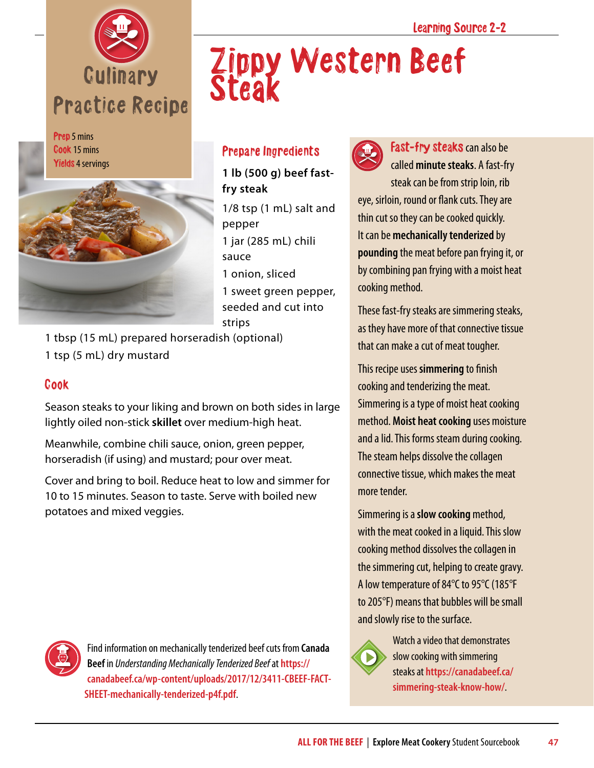Learning Source 2-2

Culinary Practice Recipe

# Zippy Western Beef Steak

**Prep** 5 mins
**Cook** 15 mins
**Yields** 4 servings

## Prepare Ingredients

**1 lb (500 g) beef fast-fry steak**

1/8 tsp (1 mL) salt and pepper

1 jar (285 mL) chili sauce

1 onion, sliced

1 sweet green pepper, seeded and cut into strips

1 tbsp (15 mL) prepared horseradish (optional)

1 tsp (5 mL) dry mustard

## Cook

Season steaks to your liking and brown on both sides in large lightly oiled non-stick **skillet** over medium-high heat.

Meanwhile, combine chili sauce, onion, green pepper, horseradish (if using) and mustard; pour over meat.

Cover and bring to boil. Reduce heat to low and simmer for 10 to 15 minutes. Season to taste. Serve with boiled new potatoes and mixed veggies.

Find information on mechanically tenderized beef cuts from **Canada Beef** in *Understanding Mechanically Tenderized Beef* at https://canadabeef.ca/wp-content/uploads/2017/12/3411-CBEEF-FACT-SHEET-mechanically-tenderized-p4f.pdf.

**Fast-fry steaks** can also be called **minute steaks**. A fast-fry steak can be from strip loin, rib eye, sirloin, round or flank cuts. They are thin cut so they can be cooked quickly. It can be **mechanically tenderized** by **pounding** the meat before pan frying it, or by combining pan frying with a moist heat cooking method.

These fast-fry steaks are simmering steaks, as they have more of that connective tissue that can make a cut of meat tougher.

This recipe uses **simmering** to finish cooking and tenderizing the meat. Simmering is a type of moist heat cooking method. **Moist heat cooking** uses moisture and a lid. This forms steam during cooking. The steam helps dissolve the collagen connective tissue, which makes the meat more tender.

Simmering is a **slow cooking** method, with the meat cooked in a liquid. This slow cooking method dissolves the collagen in the simmering cut, helping to create gravy. A low temperature of 84°C to 95°C (185°F to 205°F) means that bubbles will be small and slowly rise to the surface.

Watch a video that demonstrates slow cooking with simmering steaks at https://canadabeef.ca/simmering-steak-know-how/.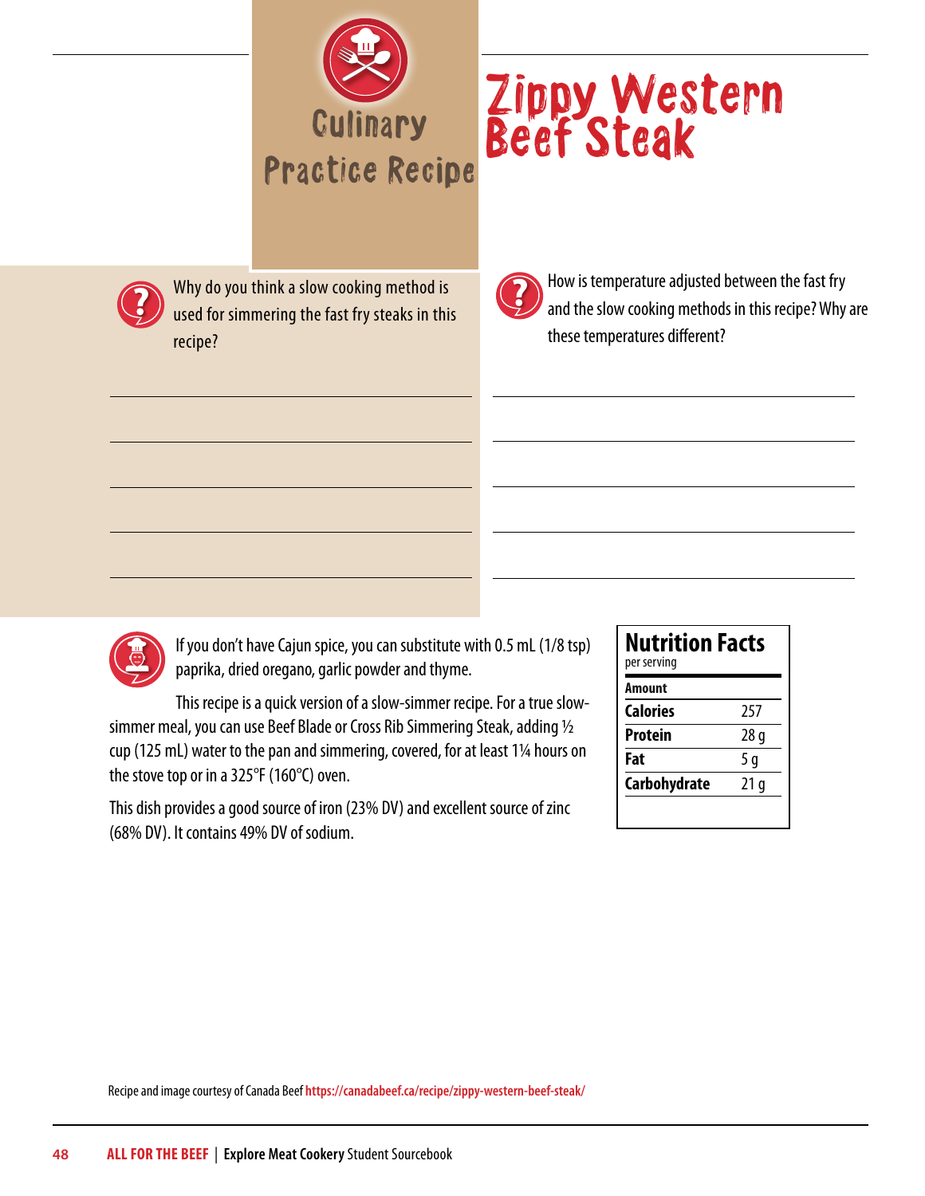Culinary Practice Recipe

# Zippy Western Beef Steak

Why do you think a slow cooking method is used for simmering the fast fry steaks in this recipe?

How is temperature adjusted between the fast fry and the slow cooking methods in this recipe? Why are these temperatures different?

If you don't have Cajun spice, you can substitute with 0.5 mL (1/8 tsp) paprika, dried oregano, garlic powder and thyme.

This recipe is a quick version of a slow-simmer recipe. For a true slow-simmer meal, you can use Beef Blade or Cross Rib Simmering Steak, adding ½ cup (125 mL) water to the pan and simmering, covered, for at least 1¼ hours on the stove top or in a 325°F (160°C) oven.

This dish provides a good source of iron (23% DV) and excellent source of zinc (68% DV). It contains 49% DV of sodium.

**Nutrition Facts**
per serving

| Amount | |
|---|---|
| **Calories** | 257 |
| **Protein** | 28 g |
| **Fat** | 5 g |
| **Carbohydrate** | 21 g |

Recipe and image courtesy of Canada Beef https://canadabeef.ca/recipe/zippy-western-beef-steak/